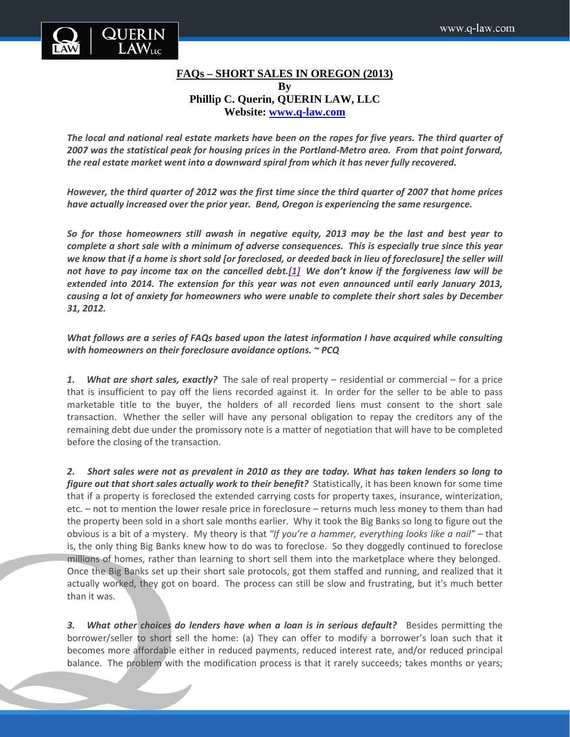# FAQs – SHORT SALES IN OREGON (2013)

**By**
**Phillip C. Querin, QUERIN LAW, LLC**
**Website: [www.q-law.com](http://www.q-law.com)**

***The local and national real estate markets have been on the ropes for five years. The third quarter of 2007 was the statistical peak for housing prices in the Portland-Metro area. From that point forward, the real estate market went into a downward spiral from which it has never fully recovered.***

***However, the third quarter of 2012 was the first time since the third quarter of 2007 that home prices have actually increased over the prior year. Bend, Oregon is experiencing the same resurgence.***

***So for those homeowners still awash in negative equity, 2013 may be the last and best year to complete a short sale with a minimum of adverse consequences. This is especially true since this year we know that if a home is short sold [or foreclosed, or deeded back in lieu of foreclosure] the seller will not have to pay income tax on the cancelled debt.[1] We don't know if the forgiveness law will be extended into 2014. The extension for this year was not even announced until early January 2013, causing a lot of anxiety for homeowners who were unable to complete their short sales by December 31, 2012.***

***What follows are a series of FAQs based upon the latest information I have acquired while consulting with homeowners on their foreclosure avoidance options. ~ PCQ***

***1. What are short sales, exactly?*** The sale of real property – residential or commercial – for a price that is insufficient to pay off the liens recorded against it. In order for the seller to be able to pass marketable title to the buyer, the holders of all recorded liens must consent to the short sale transaction. Whether the seller will have any personal obligation to repay the creditors any of the remaining debt due under the promissory note is a matter of negotiation that will have to be completed before the closing of the transaction.

***2. Short sales were not as prevalent in 2010 as they are today. What has taken lenders so long to figure out that short sales actually work to their benefit?*** Statistically, it has been known for some time that if a property is foreclosed the extended carrying costs for property taxes, insurance, winterization, etc. – not to mention the lower resale price in foreclosure – returns much less money to them than had the property been sold in a short sale months earlier. Why it took the Big Banks so long to figure out the obvious is a bit of a mystery. My theory is that *"If you're a hammer, everything looks like a nail"* – that is, the only thing Big Banks knew how to do was to foreclose. So they doggedly continued to foreclose millions of homes, rather than learning to short sell them into the marketplace where they belonged. Once the Big Banks set up their short sale protocols, got them staffed and running, and realized that it actually worked, they got on board. The process can still be slow and frustrating, but it's much better than it was.

***3. What other choices do lenders have when a loan is in serious default?*** Besides permitting the borrower/seller to short sell the home: (a) They can offer to modify a borrower's loan such that it becomes more affordable either in reduced payments, reduced interest rate, and/or reduced principal balance. The problem with the modification process is that it rarely succeeds; takes months or years;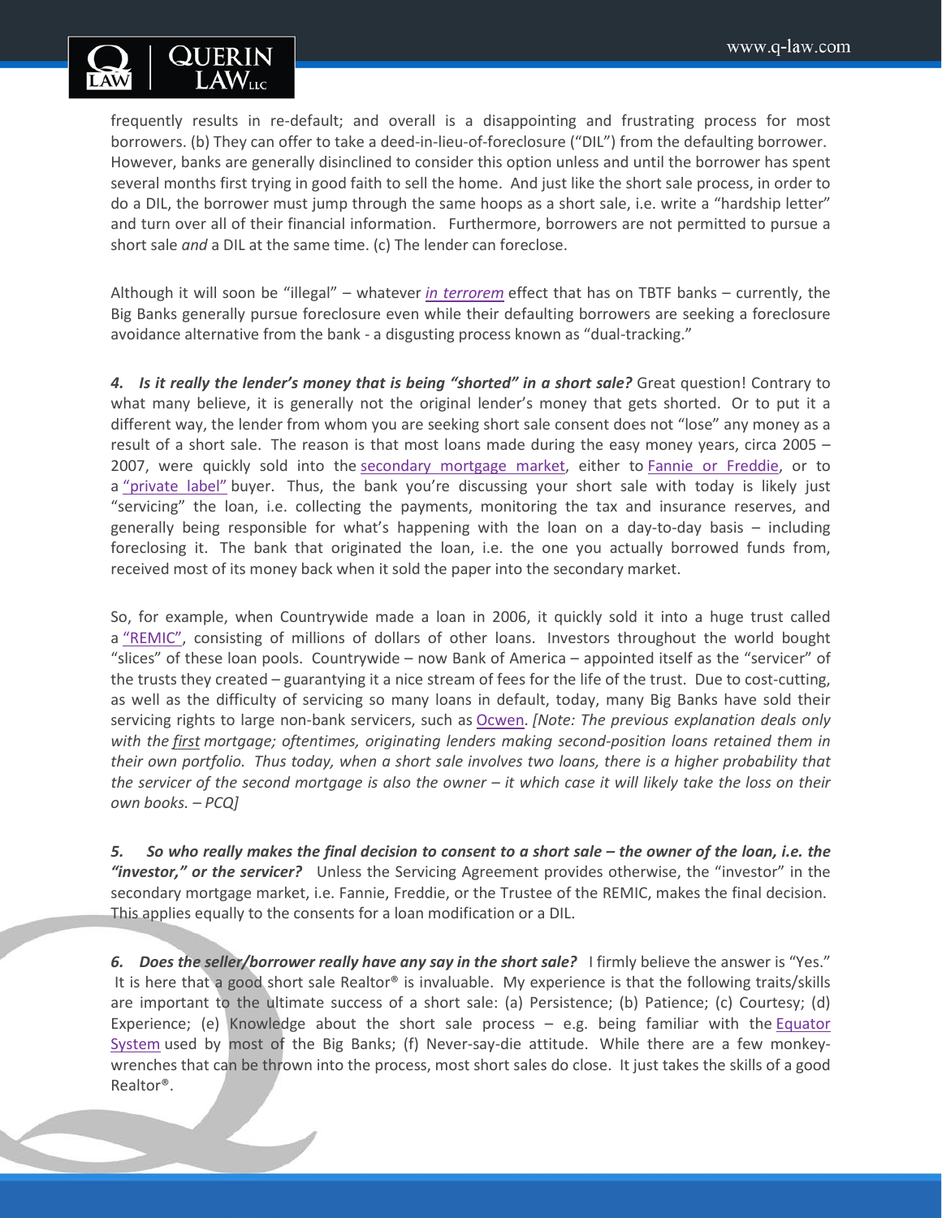frequently results in re-default; and overall is a disappointing and frustrating process for most borrowers. (b) They can offer to take a deed-in-lieu-of-foreclosure ("DIL") from the defaulting borrower. However, banks are generally disinclined to consider this option unless and until the borrower has spent several months first trying in good faith to sell the home. And just like the short sale process, in order to do a DIL, the borrower must jump through the same hoops as a short sale, i.e. write a "hardship letter" and turn over all of their financial information. Furthermore, borrowers are not permitted to pursue a short sale *and* a DIL at the same time. (c) The lender can foreclose.

Although it will soon be "illegal" – whatever *in terrorem* effect that has on TBTF banks – currently, the Big Banks generally pursue foreclosure even while their defaulting borrowers are seeking a foreclosure avoidance alternative from the bank - a disgusting process known as "dual-tracking."

***4. Is it really the lender's money that is being "shorted" in a short sale?*** Great question! Contrary to what many believe, it is generally not the original lender's money that gets shorted. Or to put it a different way, the lender from whom you are seeking short sale consent does not "lose" any money as a result of a short sale. The reason is that most loans made during the easy money years, circa 2005 – 2007, were quickly sold into the secondary mortgage market, either to Fannie or Freddie, or to a "private label" buyer. Thus, the bank you're discussing your short sale with today is likely just "servicing" the loan, i.e. collecting the payments, monitoring the tax and insurance reserves, and generally being responsible for what's happening with the loan on a day-to-day basis – including foreclosing it. The bank that originated the loan, i.e. the one you actually borrowed funds from, received most of its money back when it sold the paper into the secondary market.

So, for example, when Countrywide made a loan in 2006, it quickly sold it into a huge trust called a "REMIC", consisting of millions of dollars of other loans. Investors throughout the world bought "slices" of these loan pools. Countrywide – now Bank of America – appointed itself as the "servicer" of the trusts they created – guarantying it a nice stream of fees for the life of the trust. Due to cost-cutting, as well as the difficulty of servicing so many loans in default, today, many Big Banks have sold their servicing rights to large non-bank servicers, such as Ocwen. *[Note: The previous explanation deals only with the first mortgage; oftentimes, originating lenders making second-position loans retained them in their own portfolio. Thus today, when a short sale involves two loans, there is a higher probability that the servicer of the second mortgage is also the owner – it which case it will likely take the loss on their own books. – PCQ]*

***5. So who really makes the final decision to consent to a short sale – the owner of the loan, i.e. the "investor," or the servicer?*** Unless the Servicing Agreement provides otherwise, the "investor" in the secondary mortgage market, i.e. Fannie, Freddie, or the Trustee of the REMIC, makes the final decision. This applies equally to the consents for a loan modification or a DIL.

***6. Does the seller/borrower really have any say in the short sale?*** I firmly believe the answer is "Yes." It is here that a good short sale Realtor® is invaluable. My experience is that the following traits/skills are important to the ultimate success of a short sale: (a) Persistence; (b) Patience; (c) Courtesy; (d) Experience; (e) Knowledge about the short sale process – e.g. being familiar with the Equator System used by most of the Big Banks; (f) Never-say-die attitude. While there are a few monkey-wrenches that can be thrown into the process, most short sales do close. It just takes the skills of a good Realtor®.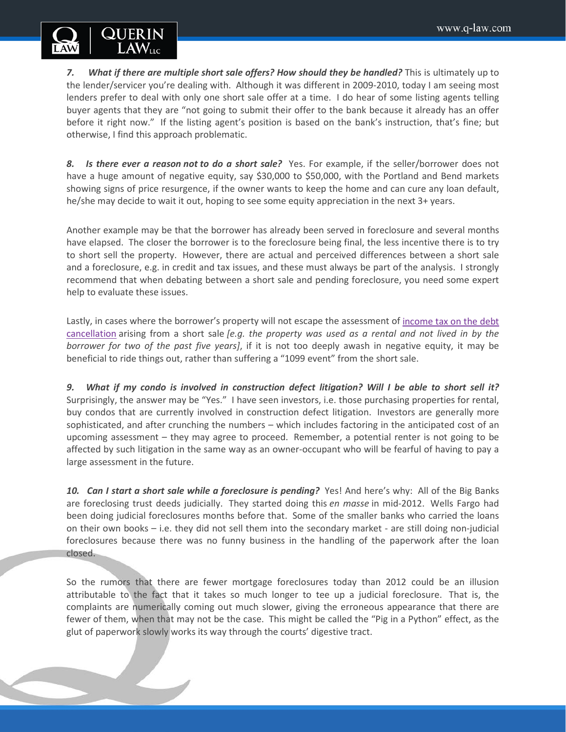***7. What if there are multiple short sale offers? How should they be handled?*** This is ultimately up to the lender/servicer you're dealing with. Although it was different in 2009-2010, today I am seeing most lenders prefer to deal with only one short sale offer at a time. I do hear of some listing agents telling buyer agents that they are "not going to submit their offer to the bank because it already has an offer before it right now." If the listing agent's position is based on the bank's instruction, that's fine; but otherwise, I find this approach problematic.

***8. Is there ever a reason not to do a short sale?*** Yes. For example, if the seller/borrower does not have a huge amount of negative equity, say $30,000 to $50,000, with the Portland and Bend markets showing signs of price resurgence, if the owner wants to keep the home and can cure any loan default, he/she may decide to wait it out, hoping to see some equity appreciation in the next 3+ years.

Another example may be that the borrower has already been served in foreclosure and several months have elapsed. The closer the borrower is to the foreclosure being final, the less incentive there is to try to short sell the property. However, there are actual and perceived differences between a short sale and a foreclosure, e.g. in credit and tax issues, and these must always be part of the analysis. I strongly recommend that when debating between a short sale and pending foreclosure, you need some expert help to evaluate these issues.

Lastly, in cases where the borrower's property will not escape the assessment of income tax on the debt cancellation arising from a short sale *[e.g. the property was used as a rental and not lived in by the borrower for two of the past five years]*, if it is not too deeply awash in negative equity, it may be beneficial to ride things out, rather than suffering a "1099 event" from the short sale.

***9. What if my condo is involved in construction defect litigation? Will I be able to short sell it?*** Surprisingly, the answer may be "Yes." I have seen investors, i.e. those purchasing properties for rental, buy condos that are currently involved in construction defect litigation. Investors are generally more sophisticated, and after crunching the numbers – which includes factoring in the anticipated cost of an upcoming assessment – they may agree to proceed. Remember, a potential renter is not going to be affected by such litigation in the same way as an owner-occupant who will be fearful of having to pay a large assessment in the future.

***10. Can I start a short sale while a foreclosure is pending?*** Yes! And here's why: All of the Big Banks are foreclosing trust deeds judicially. They started doing this *en masse* in mid-2012. Wells Fargo had been doing judicial foreclosures months before that. Some of the smaller banks who carried the loans on their own books – i.e. they did not sell them into the secondary market - are still doing non-judicial foreclosures because there was no funny business in the handling of the paperwork after the loan closed.

So the rumors that there are fewer mortgage foreclosures today than 2012 could be an illusion attributable to the fact that it takes so much longer to tee up a judicial foreclosure. That is, the complaints are numerically coming out much slower, giving the erroneous appearance that there are fewer of them, when that may not be the case. This might be called the "Pig in a Python" effect, as the glut of paperwork slowly works its way through the courts' digestive tract.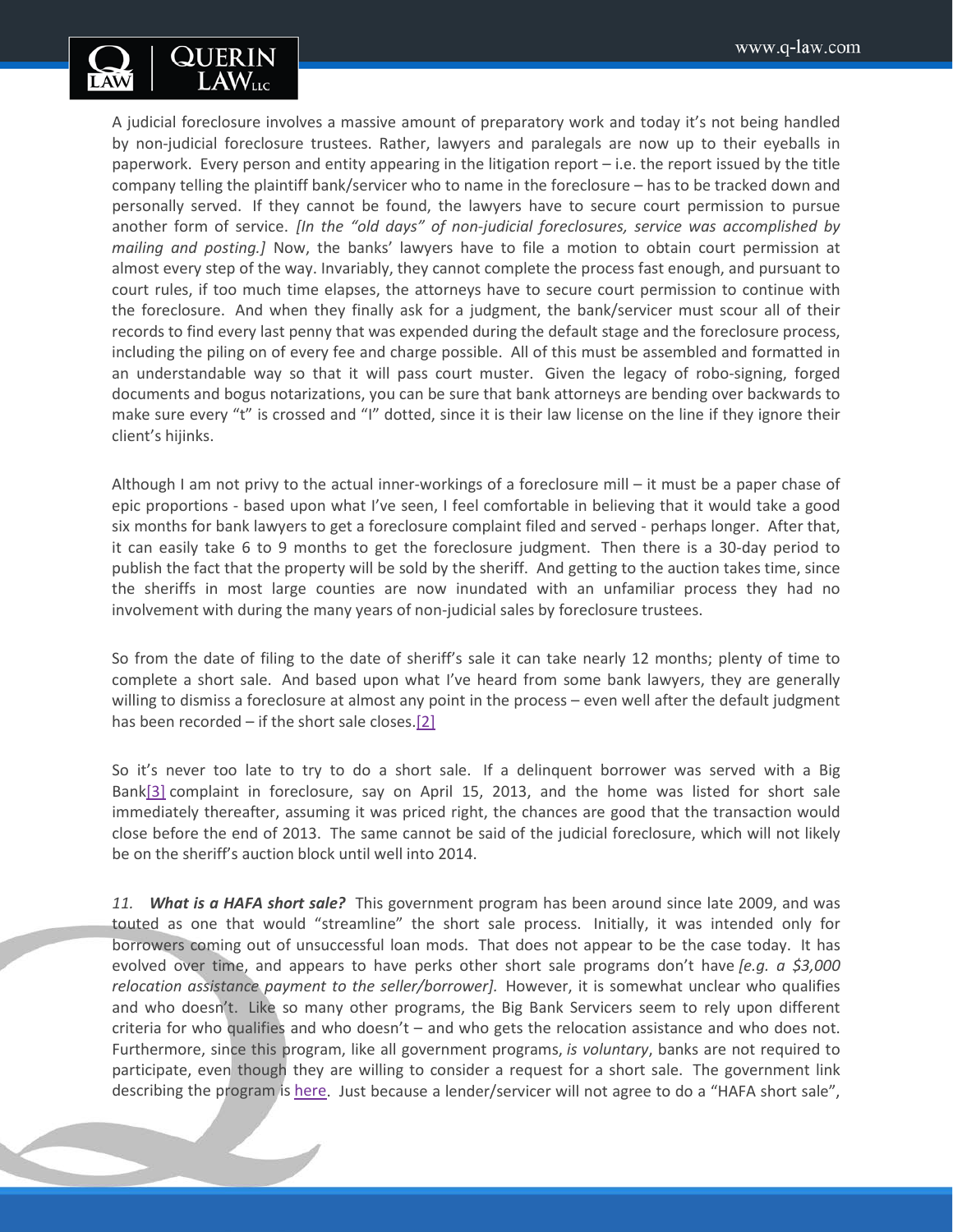A judicial foreclosure involves a massive amount of preparatory work and today it's not being handled by non-judicial foreclosure trustees. Rather, lawyers and paralegals are now up to their eyeballs in paperwork. Every person and entity appearing in the litigation report – i.e. the report issued by the title company telling the plaintiff bank/servicer who to name in the foreclosure – has to be tracked down and personally served. If they cannot be found, the lawyers have to secure court permission to pursue another form of service. *[In the "old days" of non-judicial foreclosures, service was accomplished by mailing and posting.]* Now, the banks' lawyers have to file a motion to obtain court permission at almost every step of the way. Invariably, they cannot complete the process fast enough, and pursuant to court rules, if too much time elapses, the attorneys have to secure court permission to continue with the foreclosure. And when they finally ask for a judgment, the bank/servicer must scour all of their records to find every last penny that was expended during the default stage and the foreclosure process, including the piling on of every fee and charge possible. All of this must be assembled and formatted in an understandable way so that it will pass court muster. Given the legacy of robo-signing, forged documents and bogus notarizations, you can be sure that bank attorneys are bending over backwards to make sure every "t" is crossed and "I" dotted, since it is their law license on the line if they ignore their client's hijinks.

Although I am not privy to the actual inner-workings of a foreclosure mill – it must be a paper chase of epic proportions - based upon what I've seen, I feel comfortable in believing that it would take a good six months for bank lawyers to get a foreclosure complaint filed and served - perhaps longer. After that, it can easily take 6 to 9 months to get the foreclosure judgment. Then there is a 30-day period to publish the fact that the property will be sold by the sheriff. And getting to the auction takes time, since the sheriffs in most large counties are now inundated with an unfamiliar process they had no involvement with during the many years of non-judicial sales by foreclosure trustees.

So from the date of filing to the date of sheriff's sale it can take nearly 12 months; plenty of time to complete a short sale. And based upon what I've heard from some bank lawyers, they are generally willing to dismiss a foreclosure at almost any point in the process – even well after the default judgment has been recorded – if the short sale closes.[2]

So it's never too late to try to do a short sale. If a delinquent borrower was served with a Big Bank[3] complaint in foreclosure, say on April 15, 2013, and the home was listed for short sale immediately thereafter, assuming it was priced right, the chances are good that the transaction would close before the end of 2013. The same cannot be said of the judicial foreclosure, which will not likely be on the sheriff's auction block until well into 2014.

*11.* ***What is a HAFA short sale?*** This government program has been around since late 2009, and was touted as one that would "streamline" the short sale process. Initially, it was intended only for borrowers coming out of unsuccessful loan mods. That does not appear to be the case today. It has evolved over time, and appears to have perks other short sale programs don't have *[e.g. a $3,000 relocation assistance payment to the seller/borrower].* However, it is somewhat unclear who qualifies and who doesn't. Like so many other programs, the Big Bank Servicers seem to rely upon different criteria for who qualifies and who doesn't – and who gets the relocation assistance and who does not. Furthermore, since this program, like all government programs, *is voluntary*, banks are not required to participate, even though they are willing to consider a request for a short sale. The government link describing the program is here. Just because a lender/servicer will not agree to do a "HAFA short sale",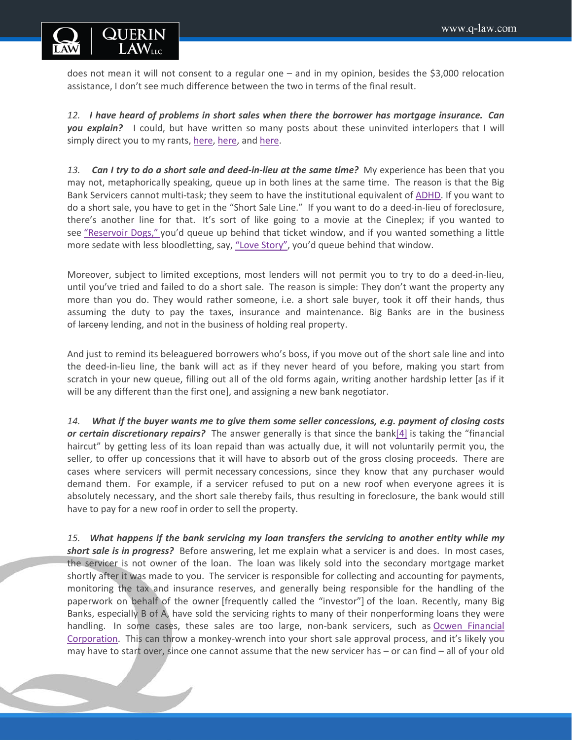does not mean it will not consent to a regular one – and in my opinion, besides the $3,000 relocation assistance, I don't see much difference between the two in terms of the final result.

*12. **I have heard of problems in short sales when there the borrower has mortgage insurance. Can you explain?*** I could, but have written so many posts about these uninvited interlopers that I will simply direct you to my rants, here, here, and here.

*13. **Can I try to do a short sale and deed-in-lieu at the same time?*** My experience has been that you may not, metaphorically speaking, queue up in both lines at the same time. The reason is that the Big Bank Servicers cannot multi-task; they seem to have the institutional equivalent of ADHD. If you want to do a short sale, you have to get in the "Short Sale Line." If you want to do a deed-in-lieu of foreclosure, there's another line for that. It's sort of like going to a movie at the Cineplex; if you wanted to see "Reservoir Dogs," you'd queue up behind that ticket window, and if you wanted something a little more sedate with less bloodletting, say, "Love Story", you'd queue behind that window.

Moreover, subject to limited exceptions, most lenders will not permit you to try to do a deed-in-lieu, until you've tried and failed to do a short sale. The reason is simple: They don't want the property any more than you do. They would rather someone, i.e. a short sale buyer, took it off their hands, thus assuming the duty to pay the taxes, insurance and maintenance. Big Banks are in the business of ~~larceny~~ lending, and not in the business of holding real property.

And just to remind its beleaguered borrowers who's boss, if you move out of the short sale line and into the deed-in-lieu line, the bank will act as if they never heard of you before, making you start from scratch in your new queue, filling out all of the old forms again, writing another hardship letter [as if it will be any different than the first one], and assigning a new bank negotiator.

*14. **What if the buyer wants me to give them some seller concessions, e.g. payment of closing costs or certain discretionary repairs?*** The answer generally is that since the bank[4] is taking the "financial haircut" by getting less of its loan repaid than was actually due, it will not voluntarily permit you, the seller, to offer up concessions that it will have to absorb out of the gross closing proceeds. There are cases where servicers will permit necessary concessions, since they know that any purchaser would demand them. For example, if a servicer refused to put on a new roof when everyone agrees it is absolutely necessary, and the short sale thereby fails, thus resulting in foreclosure, the bank would still have to pay for a new roof in order to sell the property.

*15. **What happens if the bank servicing my loan transfers the servicing to another entity while my short sale is in progress?*** Before answering, let me explain what a servicer is and does. In most cases, the servicer is not owner of the loan. The loan was likely sold into the secondary mortgage market shortly after it was made to you. The servicer is responsible for collecting and accounting for payments, monitoring the tax and insurance reserves, and generally being responsible for the handling of the paperwork on behalf of the owner [frequently called the "investor"] of the loan. Recently, many Big Banks, especially B of A, have sold the servicing rights to many of their nonperforming loans they were handling. In some cases, these sales are too large, non-bank servicers, such as Ocwen Financial Corporation. This can throw a monkey-wrench into your short sale approval process, and it's likely you may have to start over, since one cannot assume that the new servicer has – or can find – all of your old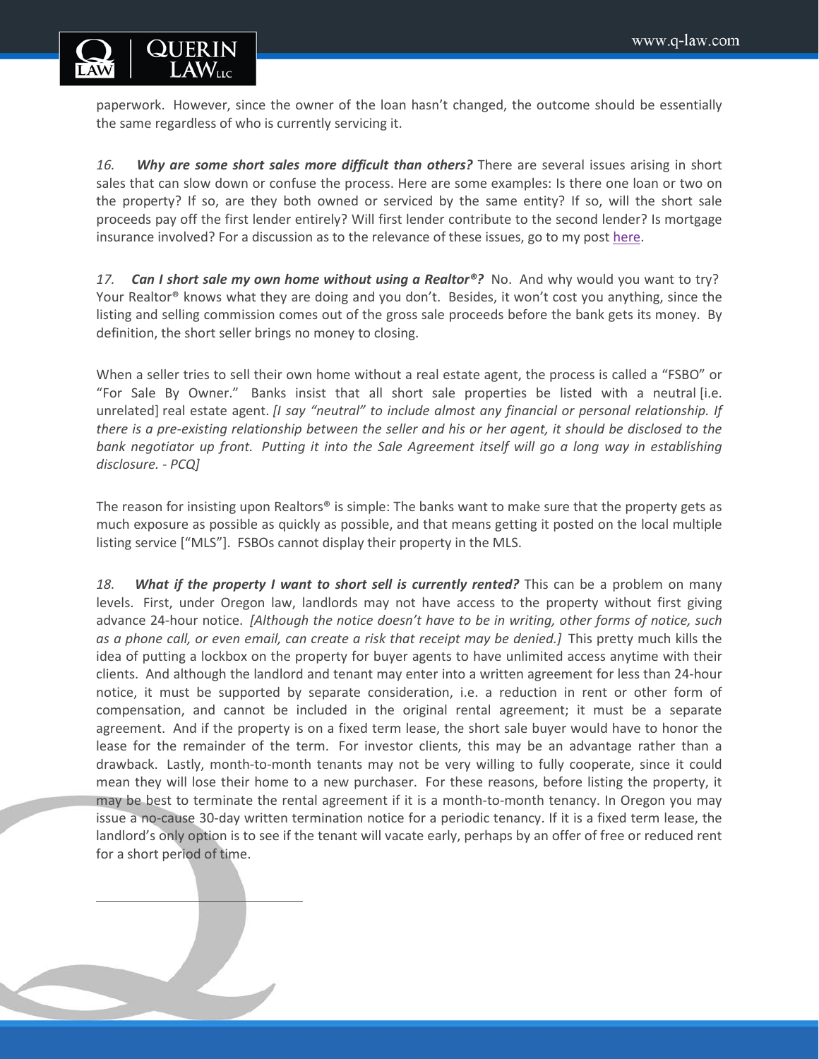paperwork. However, since the owner of the loan hasn't changed, the outcome should be essentially the same regardless of who is currently servicing it.

*16.* ***Why are some short sales more difficult than others?*** There are several issues arising in short sales that can slow down or confuse the process. Here are some examples: Is there one loan or two on the property? If so, are they both owned or serviced by the same entity? If so, will the short sale proceeds pay off the first lender entirely? Will first lender contribute to the second lender? Is mortgage insurance involved? For a discussion as to the relevance of these issues, go to my post here.

*17.* ***Can I short sale my own home without using a Realtor®?*** No. And why would you want to try? Your Realtor® knows what they are doing and you don't. Besides, it won't cost you anything, since the listing and selling commission comes out of the gross sale proceeds before the bank gets its money. By definition, the short seller brings no money to closing.

When a seller tries to sell their own home without a real estate agent, the process is called a "FSBO" or "For Sale By Owner." Banks insist that all short sale properties be listed with a neutral [i.e. unrelated] real estate agent. *[I say "neutral" to include almost any financial or personal relationship. If there is a pre-existing relationship between the seller and his or her agent, it should be disclosed to the bank negotiator up front. Putting it into the Sale Agreement itself will go a long way in establishing disclosure. - PCQ]*

The reason for insisting upon Realtors® is simple: The banks want to make sure that the property gets as much exposure as possible as quickly as possible, and that means getting it posted on the local multiple listing service ["MLS"]. FSBOs cannot display their property in the MLS.

*18.* ***What if the property I want to short sell is currently rented?*** This can be a problem on many levels. First, under Oregon law, landlords may not have access to the property without first giving advance 24-hour notice. *[Although the notice doesn't have to be in writing, other forms of notice, such as a phone call, or even email, can create a risk that receipt may be denied.]* This pretty much kills the idea of putting a lockbox on the property for buyer agents to have unlimited access anytime with their clients. And although the landlord and tenant may enter into a written agreement for less than 24-hour notice, it must be supported by separate consideration, i.e. a reduction in rent or other form of compensation, and cannot be included in the original rental agreement; it must be a separate agreement. And if the property is on a fixed term lease, the short sale buyer would have to honor the lease for the remainder of the term. For investor clients, this may be an advantage rather than a drawback. Lastly, month-to-month tenants may not be very willing to fully cooperate, since it could mean they will lose their home to a new purchaser. For these reasons, before listing the property, it may be best to terminate the rental agreement if it is a month-to-month tenancy. In Oregon you may issue a no-cause 30-day written termination notice for a periodic tenancy. If it is a fixed term lease, the landlord's only option is to see if the tenant will vacate early, perhaps by an offer of free or reduced rent for a short period of time.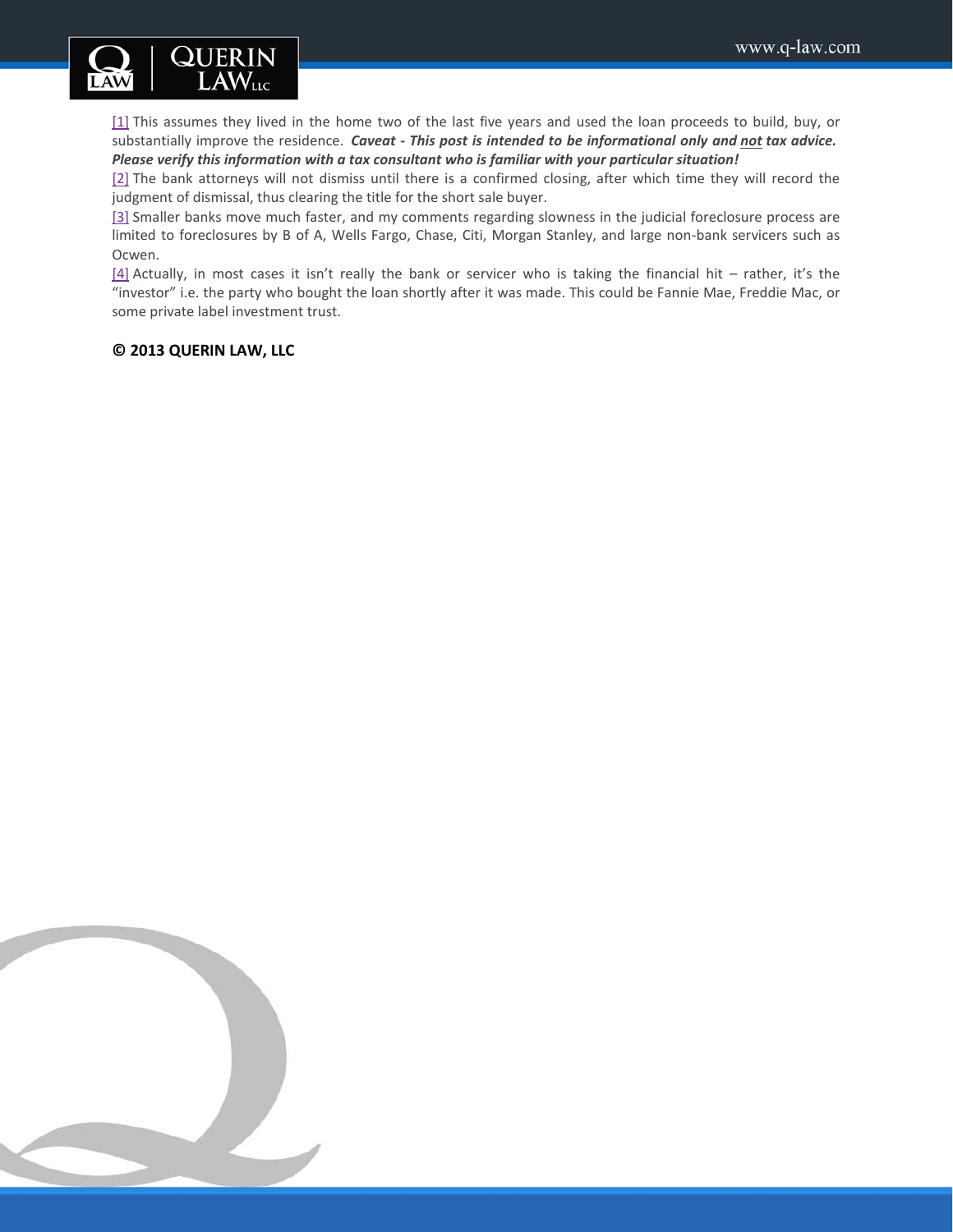[1] This assumes they lived in the home two of the last five years and used the loan proceeds to build, buy, or substantially improve the residence. ***Caveat - This post is intended to be informational only and <u>not</u> tax advice. Please verify this information with a tax consultant who is familiar with your particular situation!***

[2] The bank attorneys will not dismiss until there is a confirmed closing, after which time they will record the judgment of dismissal, thus clearing the title for the short sale buyer.

[3] Smaller banks move much faster, and my comments regarding slowness in the judicial foreclosure process are limited to foreclosures by B of A, Wells Fargo, Chase, Citi, Morgan Stanley, and large non-bank servicers such as Ocwen.

[4] Actually, in most cases it isn't really the bank or servicer who is taking the financial hit – rather, it's the "investor" i.e. the party who bought the loan shortly after it was made. This could be Fannie Mae, Freddie Mac, or some private label investment trust.

**© 2013 QUERIN LAW, LLC**